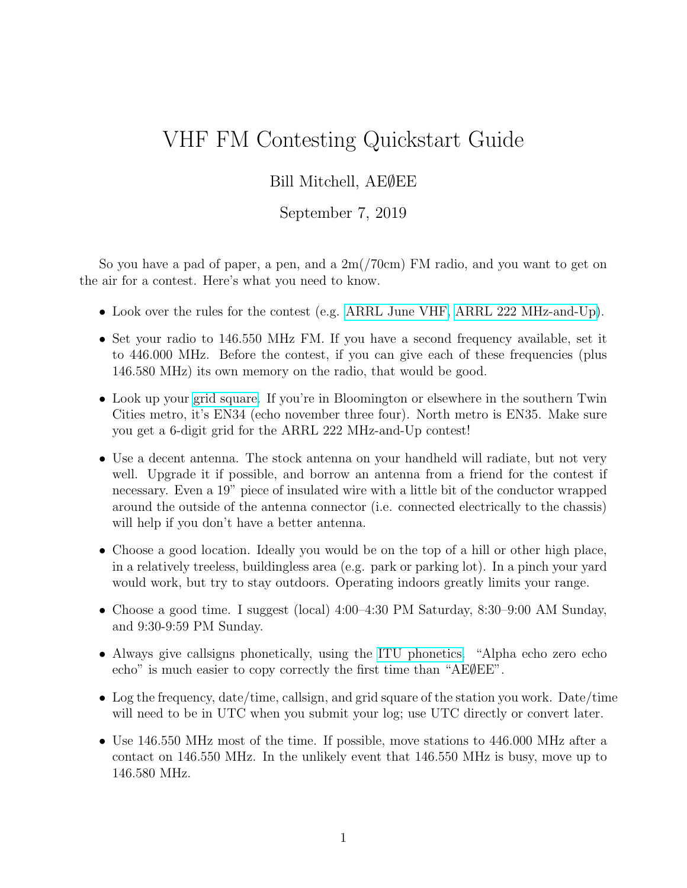# VHF FM Contesting Quickstart Guide

Bill Mitchell, AE∅EE

September 7, 2019

So you have a pad of paper, a pen, and a 2m(/70cm) FM radio, and you want to get on the air for a contest. Here's what you need to know.

- Look over the rules for the contest (e.g. ARRL June VHF, ARRL 222 MHz-and-Up).
- Set your radio to 146.550 MHz FM. If you have a second frequency available, set it to 446.000 MHz. Before the contest, if you can give each of these frequencies (plus 146.580 MHz) its own memory on the radio, that would be good.
- Look up your grid square. If you're in Bloomington or elsewhere in the southern Twin Cities metro, it's EN34 (echo november three four). North metro is EN35. Make sure you get a 6-digit grid for the ARRL 222 MHz-and-Up contest!
- Use a decent antenna. The stock antenna on your handheld will radiate, but not very well. Upgrade it if possible, and borrow an antenna from a friend for the contest if necessary. Even a 19" piece of insulated wire with a little bit of the conductor wrapped around the outside of the antenna connector (i.e. connected electrically to the chassis) will help if you don't have a better antenna.
- Choose a good location. Ideally you would be on the top of a hill or other high place, in a relatively treeless, buildingless area (e.g. park or parking lot). In a pinch your yard would work, but try to stay outdoors. Operating indoors greatly limits your range.
- Choose a good time. I suggest (local) 4:00–4:30 PM Saturday, 8:30–9:00 AM Sunday, and 9:30-9:59 PM Sunday.
- Always give callsigns phonetically, using the ITU phonetics. "Alpha echo zero echo echo" is much easier to copy correctly the first time than "AE∅EE".
- Log the frequency, date/time, callsign, and grid square of the station you work. Date/time will need to be in UTC when you submit your log; use UTC directly or convert later.
- Use 146.550 MHz most of the time. If possible, move stations to 446.000 MHz after a contact on 146.550 MHz. In the unlikely event that 146.550 MHz is busy, move up to 146.580 MHz.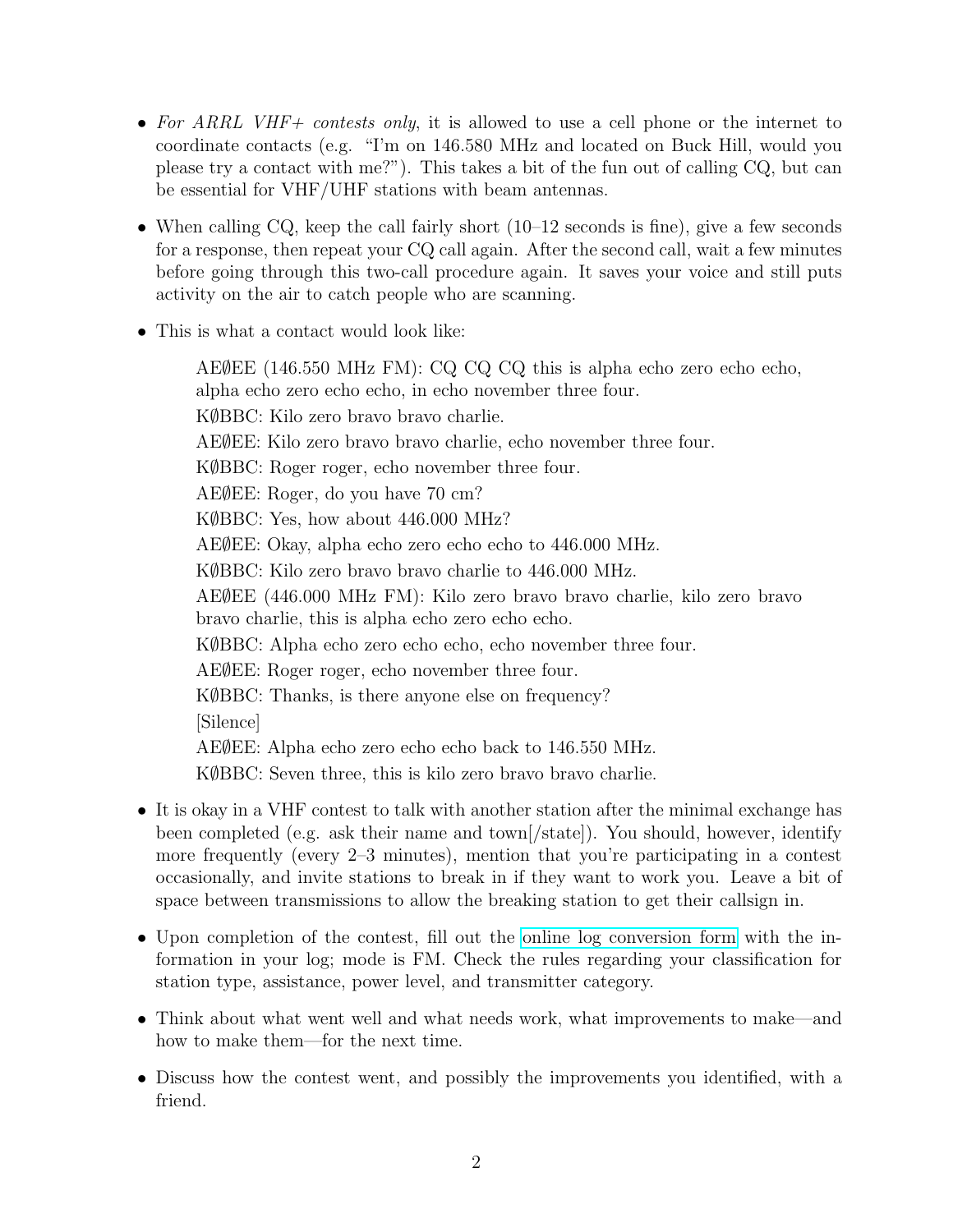- *For ARRL VHF+ contests only*, it is allowed to use a cell phone or the internet to coordinate contacts (e.g. "I'm on 146.580 MHz and located on Buck Hill, would you please try a contact with me?"). This takes a bit of the fun out of calling CQ, but can be essential for VHF/UHF stations with beam antennas.
- When calling CQ, keep the call fairly short (10–12 seconds is fine), give a few seconds for a response, then repeat your CQ call again. After the second call, wait a few minutes before going through this two-call procedure again. It saves your voice and still puts activity on the air to catch people who are scanning.
- This is what a contact would look like:

  AE∅EE (146.550 MHz FM): CQ CQ CQ this is alpha echo zero echo echo, alpha echo zero echo echo, in echo november three four.

  K∅BBC: Kilo zero bravo bravo charlie.

  AE∅EE: Kilo zero bravo bravo charlie, echo november three four.

  K∅BBC: Roger roger, echo november three four.

  AE∅EE: Roger, do you have 70 cm?

  K∅BBC: Yes, how about 446.000 MHz?

  AE∅EE: Okay, alpha echo zero echo echo to 446.000 MHz.

  K∅BBC: Kilo zero bravo bravo charlie to 446.000 MHz.

  AE∅EE (446.000 MHz FM): Kilo zero bravo bravo charlie, kilo zero bravo bravo charlie, this is alpha echo zero echo echo.

  K∅BBC: Alpha echo zero echo echo, echo november three four.

  AE∅EE: Roger roger, echo november three four.

  K∅BBC: Thanks, is there anyone else on frequency?

  [Silence]

  AE∅EE: Alpha echo zero echo echo back to 146.550 MHz.

  K∅BBC: Seven three, this is kilo zero bravo bravo charlie.

- It is okay in a VHF contest to talk with another station after the minimal exchange has been completed (e.g. ask their name and town[/state]). You should, however, identify more frequently (every 2–3 minutes), mention that you're participating in a contest occasionally, and invite stations to break in if they want to work you. Leave a bit of space between transmissions to allow the breaking station to get their callsign in.
- Upon completion of the contest, fill out the online log conversion form with the information in your log; mode is FM. Check the rules regarding your classification for station type, assistance, power level, and transmitter category.
- Think about what went well and what needs work, what improvements to make—and how to make them—for the next time.
- Discuss how the contest went, and possibly the improvements you identified, with a friend.